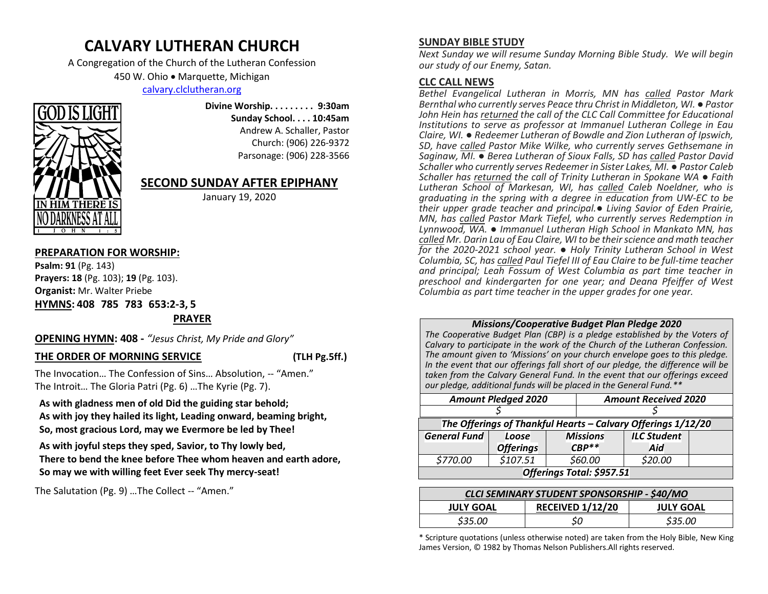# CALVARY LUTHERAN CHURCH

A Congregation of the Church of the Lutheran Confession
450 W. Ohio • Marquette, Michigan
calvary.clclutheran.org

GOD IS LIGHT
IN HIM THERE IS NO DARKNESS AT ALL
1 JOHN 1:5

**Divine Worship. . . . . . . . . 9:30am**
**Sunday School. . . . 10:45am**
Andrew A. Schaller, Pastor
Church: (906) 226-9372
Parsonage: (906) 228-3566

## SECOND SUNDAY AFTER EPIPHANY

January 19, 2020

### PREPARATION FOR WORSHIP:

**Psalm: 91** (Pg. 143)
**Prayers: 18** (Pg. 103); **19** (Pg. 103).
**Organist:** Mr. Walter Priebe
**HYMNS: 408 785 783 653:2-3, 5**

**PRAYER**

**OPENING HYMN: 408 -** *"Jesus Christ, My Pride and Glory"*

**THE ORDER OF MORNING SERVICE** **(TLH Pg.5ff.)**

The Invocation… The Confession of Sins… Absolution, -- "Amen."
The Introit… The Gloria Patri (Pg. 6) …The Kyrie (Pg. 7).

**As with gladness men of old Did the guiding star behold;**
**As with joy they hailed its light, Leading onward, beaming bright,**
**So, most gracious Lord, may we Evermore be led by Thee!**

**As with joyful steps they sped, Savior, to Thy lowly bed,**
**There to bend the knee before Thee whom heaven and earth adore,**
**So may we with willing feet Ever seek Thy mercy-seat!**

The Salutation (Pg. 9) …The Collect -- "Amen."

### SUNDAY BIBLE STUDY

*Next Sunday we will resume Sunday Morning Bible Study. We will begin our study of our Enemy, Satan.*

### CLC CALL NEWS

*Bethel Evangelical Lutheran in Morris, MN has called Pastor Mark Bernthal who currently serves Peace thru Christ in Middleton, WI. ● Pastor John Hein has returned the call of the CLC Call Committee for Educational Institutions to serve as professor at Immanuel Lutheran College in Eau Claire, WI. ● Redeemer Lutheran of Bowdle and Zion Lutheran of Ipswich, SD, have called Pastor Mike Wilke, who currently serves Gethsemane in Saginaw, MI. ● Berea Lutheran of Sioux Falls, SD has called Pastor David Schaller who currently serves Redeemer in Sister Lakes, MI. ● Pastor Caleb Schaller has returned the call of Trinity Lutheran in Spokane WA ● Faith Lutheran School of Markesan, WI, has called Caleb Noeldner, who is graduating in the spring with a degree in education from UW-EC to be their upper grade teacher and principal.● Living Savior of Eden Prairie, MN, has called Pastor Mark Tiefel, who currently serves Redemption in Lynnwood, WA. ● Immanuel Lutheran High School in Mankato MN, has called Mr. Darin Lau of Eau Claire, WI to be their science and math teacher for the 2020-2021 school year. ● Holy Trinity Lutheran School in West Columbia, SC, has called Paul Tiefel III of Eau Claire to be full-time teacher and principal; Leah Fossum of West Columbia as part time teacher in preschool and kindergarten for one year; and Deana Pfeiffer of West Columbia as part time teacher in the upper grades for one year.*

***Missions/Cooperative Budget Plan Pledge 2020***

*The Cooperative Budget Plan (CBP) is a pledge established by the Voters of Calvary to participate in the work of the Church of the Lutheran Confession. The amount given to 'Missions' on your church envelope goes to this pledge. In the event that our offerings fall short of our pledge, the difference will be taken from the Calvary General Fund. In the event that our offerings exceed our pledge, additional funds will be placed in the General Fund.\*\**

| *Amount Pledged 2020* | *Amount Received 2020* |
|---|---|
| *$* | *$* |

***The Offerings of Thankful Hearts – Calvary Offerings 1/12/20***

| *General Fund* | *Loose Offerings* | *Missions CBP\*\** | *ILC Student Aid* | |
|---|---|---|---|---|
| *$770.00* | *$107.51* | *$60.00* | *$20.00* | |
| ***Offerings Total: $957.51*** | | | | |

| *CLCI SEMINARY STUDENT SPONSORSHIP - $40/MO* | | |
|---|---|---|
| **JULY GOAL** | **RECEIVED 1/12/20** | **JULY GOAL** |
| *$35.00* | *$0* | *$35.00* |

\* Scripture quotations (unless otherwise noted) are taken from the Holy Bible, New King James Version, © 1982 by Thomas Nelson Publishers.All rights reserved.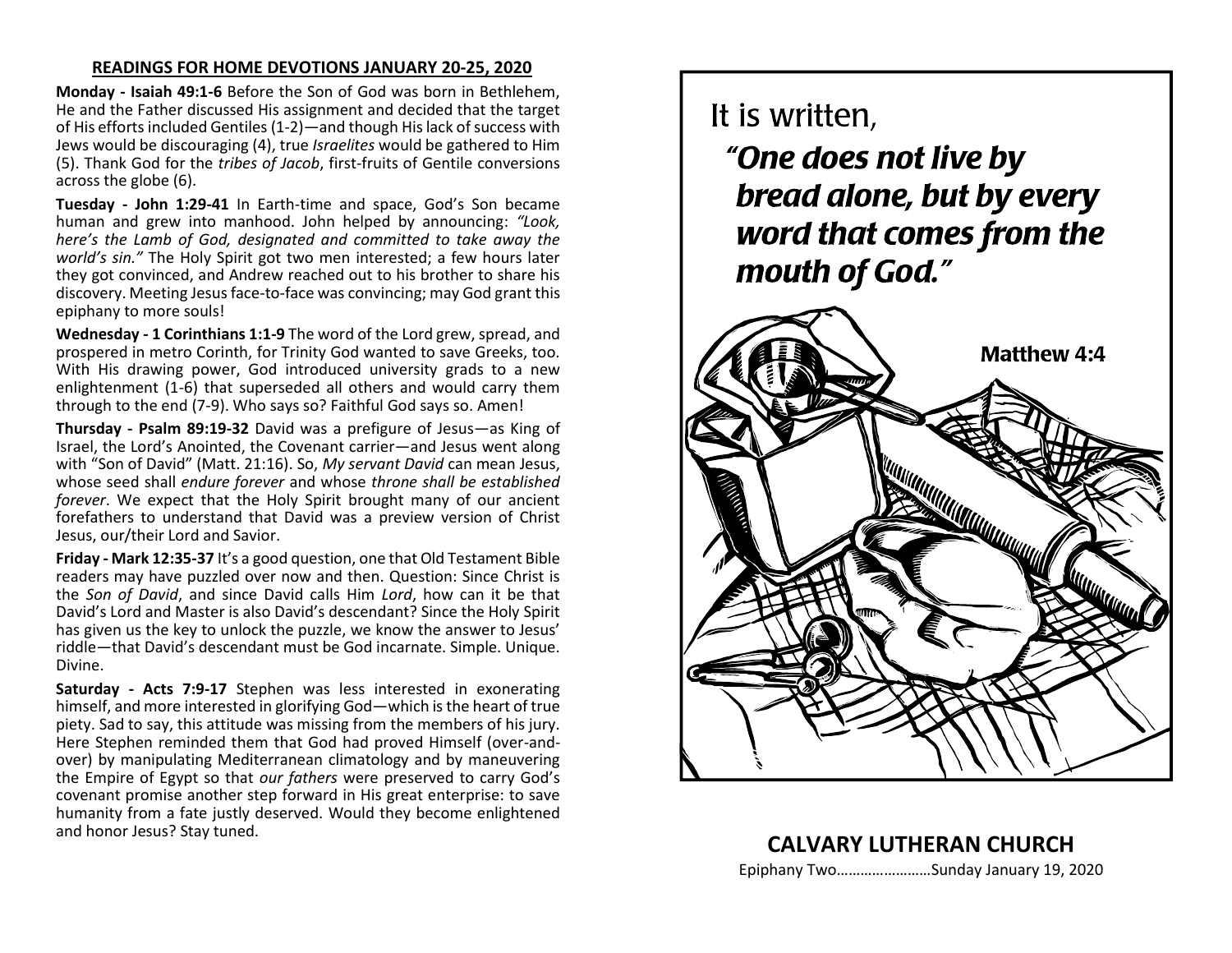## READINGS FOR HOME DEVOTIONS JANUARY 20-25, 2020

**Monday - Isaiah 49:1-6** Before the Son of God was born in Bethlehem, He and the Father discussed His assignment and decided that the target of His efforts included Gentiles (1-2)—and though His lack of success with Jews would be discouraging (4), true *Israelites* would be gathered to Him (5). Thank God for the *tribes of Jacob*, first-fruits of Gentile conversions across the globe (6).

**Tuesday - John 1:29-41** In Earth-time and space, God's Son became human and grew into manhood. John helped by announcing: *"Look, here's the Lamb of God, designated and committed to take away the world's sin."* The Holy Spirit got two men interested; a few hours later they got convinced, and Andrew reached out to his brother to share his discovery. Meeting Jesus face-to-face was convincing; may God grant this epiphany to more souls!

**Wednesday - 1 Corinthians 1:1-9** The word of the Lord grew, spread, and prospered in metro Corinth, for Trinity God wanted to save Greeks, too. With His drawing power, God introduced university grads to a new enlightenment (1-6) that superseded all others and would carry them through to the end (7-9). Who says so? Faithful God says so. Amen!

**Thursday - Psalm 89:19-32** David was a prefigure of Jesus—as King of Israel, the Lord's Anointed, the Covenant carrier—and Jesus went along with "Son of David" (Matt. 21:16). So, *My servant David* can mean Jesus, whose seed shall *endure forever* and whose *throne shall be established forever*. We expect that the Holy Spirit brought many of our ancient forefathers to understand that David was a preview version of Christ Jesus, our/their Lord and Savior.

**Friday - Mark 12:35-37** It's a good question, one that Old Testament Bible readers may have puzzled over now and then. Question: Since Christ is the *Son of David*, and since David calls Him *Lord*, how can it be that David's Lord and Master is also David's descendant? Since the Holy Spirit has given us the key to unlock the puzzle, we know the answer to Jesus' riddle—that David's descendant must be God incarnate. Simple. Unique. Divine.

**Saturday - Acts 7:9-17** Stephen was less interested in exonerating himself, and more interested in glorifying God—which is the heart of true piety. Sad to say, this attitude was missing from the members of his jury. Here Stephen reminded them that God had proved Himself (over-and-over) by manipulating Mediterranean climatology and by maneuvering the Empire of Egypt so that *our fathers* were preserved to carry God's covenant promise another step forward in His great enterprise: to save humanity from a fate justly deserved. Would they become enlightened and honor Jesus? Stay tuned.

It is written,

***"One does not live by bread alone, but by every word that comes from the mouth of God."***

**Matthew 4:4**

## CALVARY LUTHERAN CHURCH

Epiphany Two……………………Sunday January 19, 2020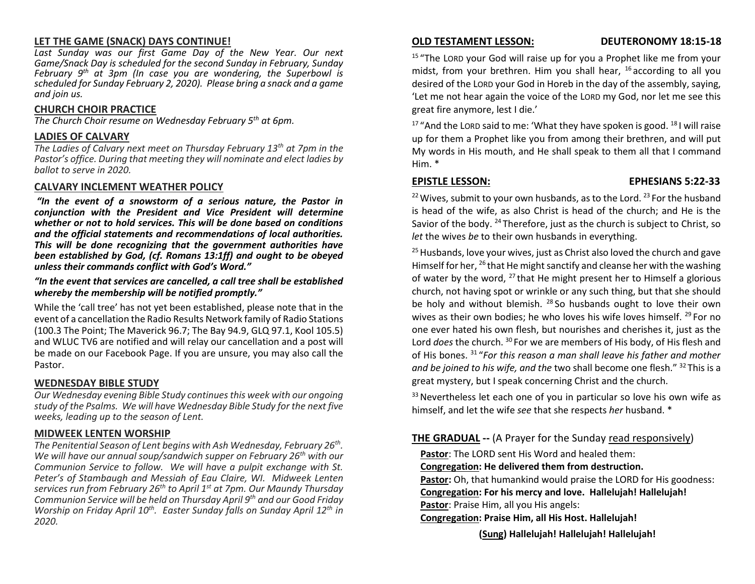## LET THE GAME (SNACK) DAYS CONTINUE!

*Last Sunday was our first Game Day of the New Year. Our next Game/Snack Day is scheduled for the second Sunday in February, Sunday February 9th at 3pm (In case you are wondering, the Superbowl is scheduled for Sunday February 2, 2020). Please bring a snack and a game and join us.*

## CHURCH CHOIR PRACTICE

*The Church Choir resume on Wednesday February 5th at 6pm.*

## LADIES OF CALVARY

*The Ladies of Calvary next meet on Thursday February 13th at 7pm in the Pastor's office. During that meeting they will nominate and elect ladies by ballot to serve in 2020.*

## CALVARY INCLEMENT WEATHER POLICY

***"In the event of a snowstorm of a serious nature, the Pastor in conjunction with the President and Vice President will determine whether or not to hold services. This will be done based on conditions and the official statements and recommendations of local authorities. This will be done recognizing that the government authorities have been established by God, (cf. Romans 13:1ff) and ought to be obeyed unless their commands conflict with God's Word."***

***"In the event that services are cancelled, a call tree shall be established whereby the membership will be notified promptly."***

While the 'call tree' has not yet been established, please note that in the event of a cancellation the Radio Results Network family of Radio Stations (100.3 The Point; The Maverick 96.7; The Bay 94.9, GLQ 97.1, Kool 105.5) and WLUC TV6 are notified and will relay our cancellation and a post will be made on our Facebook Page. If you are unsure, you may also call the Pastor.

## WEDNESDAY BIBLE STUDY

*Our Wednesday evening Bible Study continues this week with our ongoing study of the Psalms. We will have Wednesday Bible Study for the next five weeks, leading up to the season of Lent.*

## MIDWEEK LENTEN WORSHIP

*The Penitential Season of Lent begins with Ash Wednesday, February 26th. We will have our annual soup/sandwich supper on February 26th with our Communion Service to follow. We will have a pulpit exchange with St. Peter's of Stambaugh and Messiah of Eau Claire, WI. Midweek Lenten services run from February 26th to April 1st at 7pm. Our Maundy Thursday Communion Service will be held on Thursday April 9th and our Good Friday Worship on Friday April 10th. Easter Sunday falls on Sunday April 12th in 2020.*

## OLD TESTAMENT LESSON: DEUTERONOMY 18:15-18

[15] "The LORD your God will raise up for you a Prophet like me from your midst, from your brethren. Him you shall hear, [16] according to all you desired of the LORD your God in Horeb in the day of the assembly, saying, 'Let me not hear again the voice of the LORD my God, nor let me see this great fire anymore, lest I die.'

[17] "And the LORD said to me: 'What they have spoken is good. [18] I will raise up for them a Prophet like you from among their brethren, and will put My words in His mouth, and He shall speak to them all that I command Him. *

## EPISTLE LESSON: EPHESIANS 5:22-33

[22] Wives, submit to your own husbands, as to the Lord. [23] For the husband is head of the wife, as also Christ is head of the church; and He is the Savior of the body. [24] Therefore, just as the church is subject to Christ, so *let* the wives *be* to their own husbands in everything.

[25] Husbands, love your wives, just as Christ also loved the church and gave Himself for her, [26] that He might sanctify and cleanse her with the washing of water by the word, [27] that He might present her to Himself a glorious church, not having spot or wrinkle or any such thing, but that she should be holy and without blemish. [28] So husbands ought to love their own wives as their own bodies; he who loves his wife loves himself. [29] For no one ever hated his own flesh, but nourishes and cherishes it, just as the Lord *does* the church. [30] For we are members of His body, of His flesh and of His bones. [31] "*For this reason a man shall leave his father and mother and be joined to his wife, and the* two shall become one flesh." [32] This is a great mystery, but I speak concerning Christ and the church.

[33] Nevertheless let each one of you in particular so love his own wife as himself, and let the wife *see* that she respects *her* husband. *

## THE GRADUAL -- (A Prayer for the Sunday read responsively)

**Pastor**: The LORD sent His Word and healed them:
**Congregation: He delivered them from destruction.**
**Pastor:** Oh, that humankind would praise the LORD for His goodness:
**Congregation: For his mercy and love. Hallelujah! Hallelujah!**
**Pastor**: Praise Him, all you His angels:
**Congregation: Praise Him, all His Host. Hallelujah!**

**(Sung) Hallelujah! Hallelujah! Hallelujah!**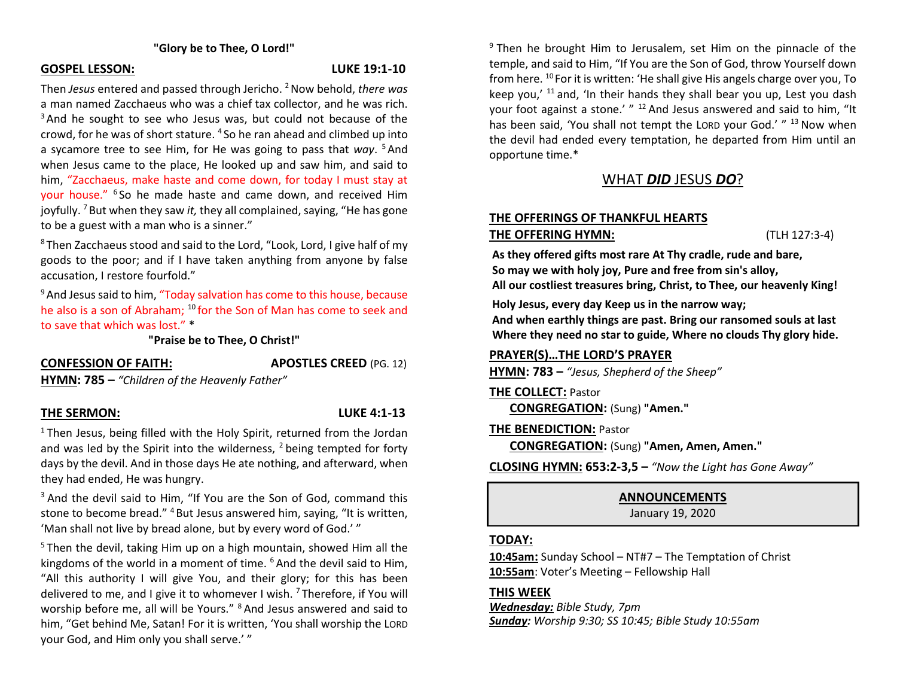**"Glory be to Thee, O Lord!"**

**GOSPEL LESSON:** **LUKE 19:1-10**

Then *Jesus* entered and passed through Jericho. [2] Now behold, *there was* a man named Zacchaeus who was a chief tax collector, and he was rich. [3] And he sought to see who Jesus was, but could not because of the crowd, for he was of short stature. [4] So he ran ahead and climbed up into a sycamore tree to see Him, for He was going to pass that *way*. [5] And when Jesus came to the place, He looked up and saw him, and said to him, "Zacchaeus, make haste and come down, for today I must stay at your house." [6] So he made haste and came down, and received Him joyfully. [7] But when they saw *it,* they all complained, saying, "He has gone to be a guest with a man who is a sinner."

[8] Then Zacchaeus stood and said to the Lord, "Look, Lord, I give half of my goods to the poor; and if I have taken anything from anyone by false accusation, I restore fourfold."

[9] And Jesus said to him, "Today salvation has come to this house, because he also is a son of Abraham; [10] for the Son of Man has come to seek and to save that which was lost." *

**"Praise be to Thee, O Christ!"**

**CONFESSION OF FAITH:** **APOSTLES CREED** (PG. 12)

**HYMN: 785 –** *"Children of the Heavenly Father"*

**THE SERMON:** **LUKE 4:1-13**

[1] Then Jesus, being filled with the Holy Spirit, returned from the Jordan and was led by the Spirit into the wilderness, [2] being tempted for forty days by the devil. And in those days He ate nothing, and afterward, when they had ended, He was hungry.

[3] And the devil said to Him, "If You are the Son of God, command this stone to become bread." [4] But Jesus answered him, saying, "It is written, 'Man shall not live by bread alone, but by every word of God.' "

[5] Then the devil, taking Him up on a high mountain, showed Him all the kingdoms of the world in a moment of time. [6] And the devil said to Him, "All this authority I will give You, and their glory; for this has been delivered to me, and I give it to whomever I wish. [7] Therefore, if You will worship before me, all will be Yours." [8] And Jesus answered and said to him, "Get behind Me, Satan! For it is written, 'You shall worship the LORD your God, and Him only you shall serve.' "

[9] Then he brought Him to Jerusalem, set Him on the pinnacle of the temple, and said to Him, "If You are the Son of God, throw Yourself down from here. [10] For it is written: 'He shall give His angels charge over you, To keep you,' [11] and, 'In their hands they shall bear you up, Lest you dash your foot against a stone.' " [12] And Jesus answered and said to him, "It has been said, 'You shall not tempt the LORD your God.' " [13] Now when the devil had ended every temptation, he departed from Him until an opportune time.*

## WHAT ***DID*** JESUS ***DO***?

**THE OFFERINGS OF THANKFUL HEARTS**

**THE OFFERING HYMN:** (TLH 127:3-4)

**As they offered gifts most rare At Thy cradle, rude and bare,**
**So may we with holy joy, Pure and free from sin's alloy,**
**All our costliest treasures bring, Christ, to Thee, our heavenly King!**

**Holy Jesus, every day Keep us in the narrow way;**
**And when earthly things are past. Bring our ransomed souls at last**
**Where they need no star to guide, Where no clouds Thy glory hide.**

**PRAYER(S)…THE LORD'S PRAYER**

**HYMN: 783 –** *"Jesus, Shepherd of the Sheep"*

**THE COLLECT:** Pastor
**CONGREGATION:** (Sung) **"Amen."**

**THE BENEDICTION:** Pastor
**CONGREGATION:** (Sung) **"Amen, Amen, Amen."**

**CLOSING HYMN: 653:2-3,5 –** *"Now the Light has Gone Away"*

**ANNOUNCEMENTS**
January 19, 2020

**TODAY:**
**10:45am:** Sunday School – NT#7 – The Temptation of Christ
**10:55am**: Voter's Meeting – Fellowship Hall

**THIS WEEK**
***Wednesday:*** *Bible Study, 7pm*
***Sunday:*** *Worship 9:30; SS 10:45; Bible Study 10:55am*